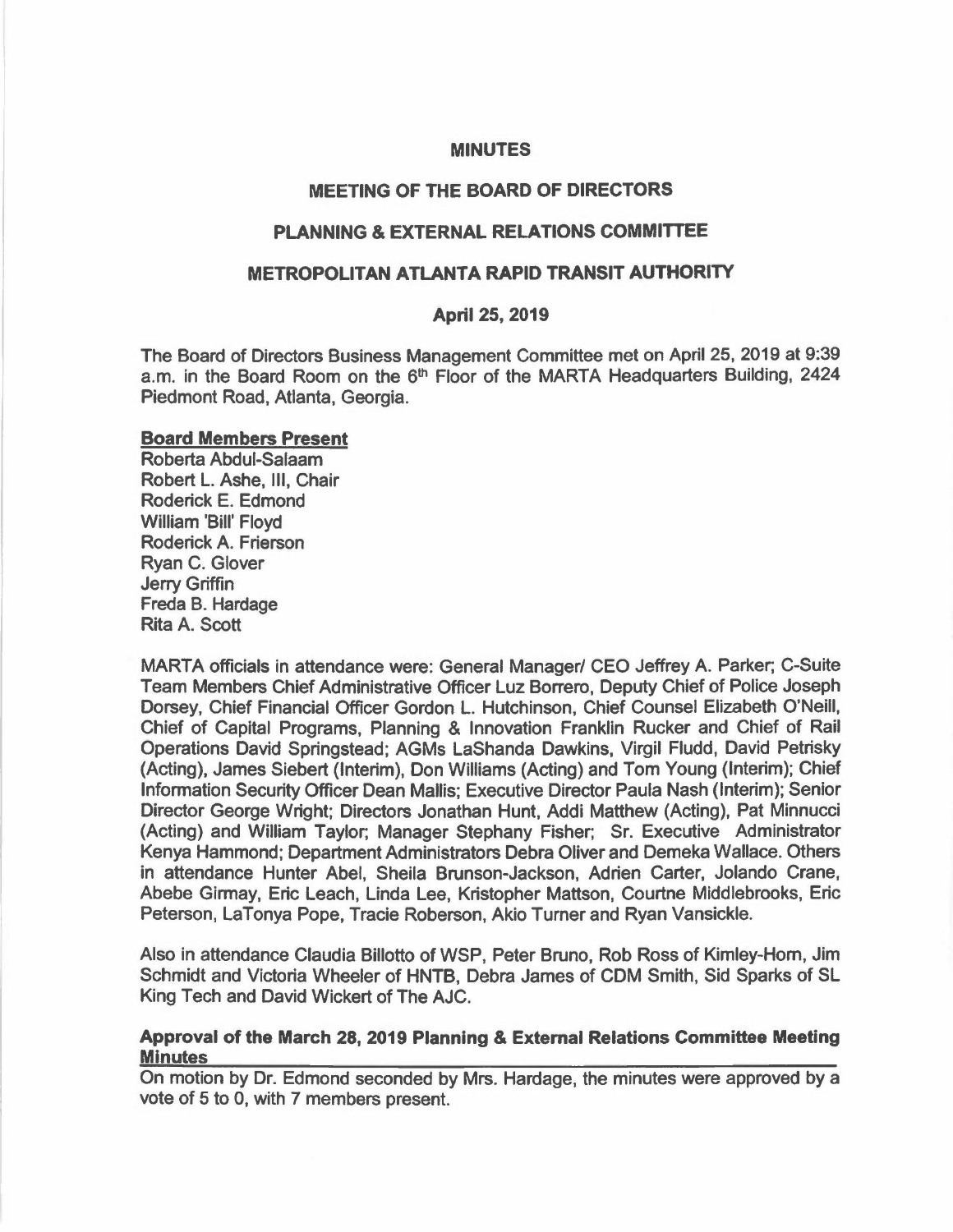# MINUTES

## MEETING OF THE BOARD OF DIRECTORS

## PLANNING & EXTERNAL RELATIONS COMMITTEE

## METROPOLITAN ATLANTA RAPID TRANSIT AUTHORITY

### April 25, 2019

The Board of Directors Business Management Committee met on April 25, 2019 at 9:39 a.m. in the Board Room on the 6th Floor of the MARTA Headquarters Building, 2424 Piedmont Road, Atlanta, Georgia.

**Board Members Present**

Roberta Abdul-Salaam
Robert L. Ashe, III, Chair
Roderick E. Edmond
William 'Bill' Floyd
Roderick A. Frierson
Ryan C. Glover
Jerry Griffin
Freda B. Hardage
Rita A. Scott

MARTA officials in attendance were: General Manager/ CEO Jeffrey A. Parker; C-Suite Team Members Chief Administrative Officer Luz Borrero, Deputy Chief of Police Joseph Dorsey, Chief Financial Officer Gordon L. Hutchinson, Chief Counsel Elizabeth O'Neill, Chief of Capital Programs, Planning & Innovation Franklin Rucker and Chief of Rail Operations David Springstead; AGMs LaShanda Dawkins, Virgil Fludd, David Petrisky (Acting), James Siebert (Interim), Don Williams (Acting) and Tom Young (Interim); Chief Information Security Officer Dean Mallis; Executive Director Paula Nash (Interim); Senior Director George Wright; Directors Jonathan Hunt, Addi Matthew (Acting), Pat Minnucci (Acting) and William Taylor; Manager Stephany Fisher; Sr. Executive Administrator Kenya Hammond; Department Administrators Debra Oliver and Demeka Wallace. Others in attendance Hunter Abel, Sheila Brunson-Jackson, Adrien Carter, Jolando Crane, Abebe Girmay, Eric Leach, Linda Lee, Kristopher Mattson, Courtne Middlebrooks, Eric Peterson, LaTonya Pope, Tracie Roberson, Akio Turner and Ryan Vansickle.

Also in attendance Claudia Billotto of WSP, Peter Bruno, Rob Ross of Kimley-Horn, Jim Schmidt and Victoria Wheeler of HNTB, Debra James of CDM Smith, Sid Sparks of SL King Tech and David Wickert of The AJC.

**Approval of the March 28, 2019 Planning & External Relations Committee Meeting Minutes**

On motion by Dr. Edmond seconded by Mrs. Hardage, the minutes were approved by a vote of 5 to 0, with 7 members present.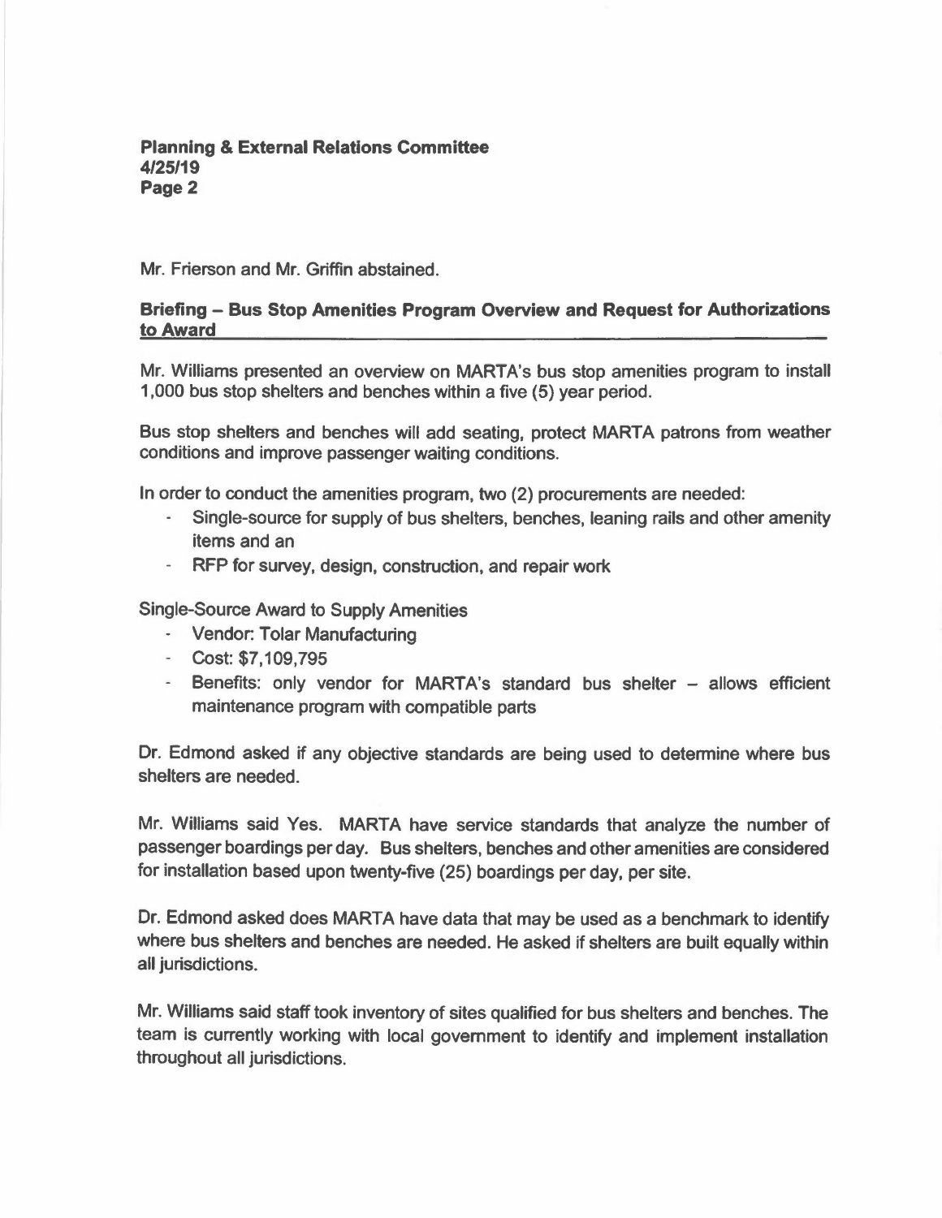Mr. Frierson and Mr. Griffin abstained.

**Briefing – Bus Stop Amenities Program Overview and Request for Authorizations to Award**

Mr. Williams presented an overview on MARTA's bus stop amenities program to install 1,000 bus stop shelters and benches within a five (5) year period.

Bus stop shelters and benches will add seating, protect MARTA patrons from weather conditions and improve passenger waiting conditions.

In order to conduct the amenities program, two (2) procurements are needed:

- Single-source for supply of bus shelters, benches, leaning rails and other amenity items and an
- RFP for survey, design, construction, and repair work

Single-Source Award to Supply Amenities

- Vendor: Tolar Manufacturing
- Cost: $7,109,795
- Benefits: only vendor for MARTA's standard bus shelter – allows efficient maintenance program with compatible parts

Dr. Edmond asked if any objective standards are being used to determine where bus shelters are needed.

Mr. Williams said Yes. MARTA have service standards that analyze the number of passenger boardings per day. Bus shelters, benches and other amenities are considered for installation based upon twenty-five (25) boardings per day, per site.

Dr. Edmond asked does MARTA have data that may be used as a benchmark to identify where bus shelters and benches are needed. He asked if shelters are built equally within all jurisdictions.

Mr. Williams said staff took inventory of sites qualified for bus shelters and benches. The team is currently working with local government to identify and implement installation throughout all jurisdictions.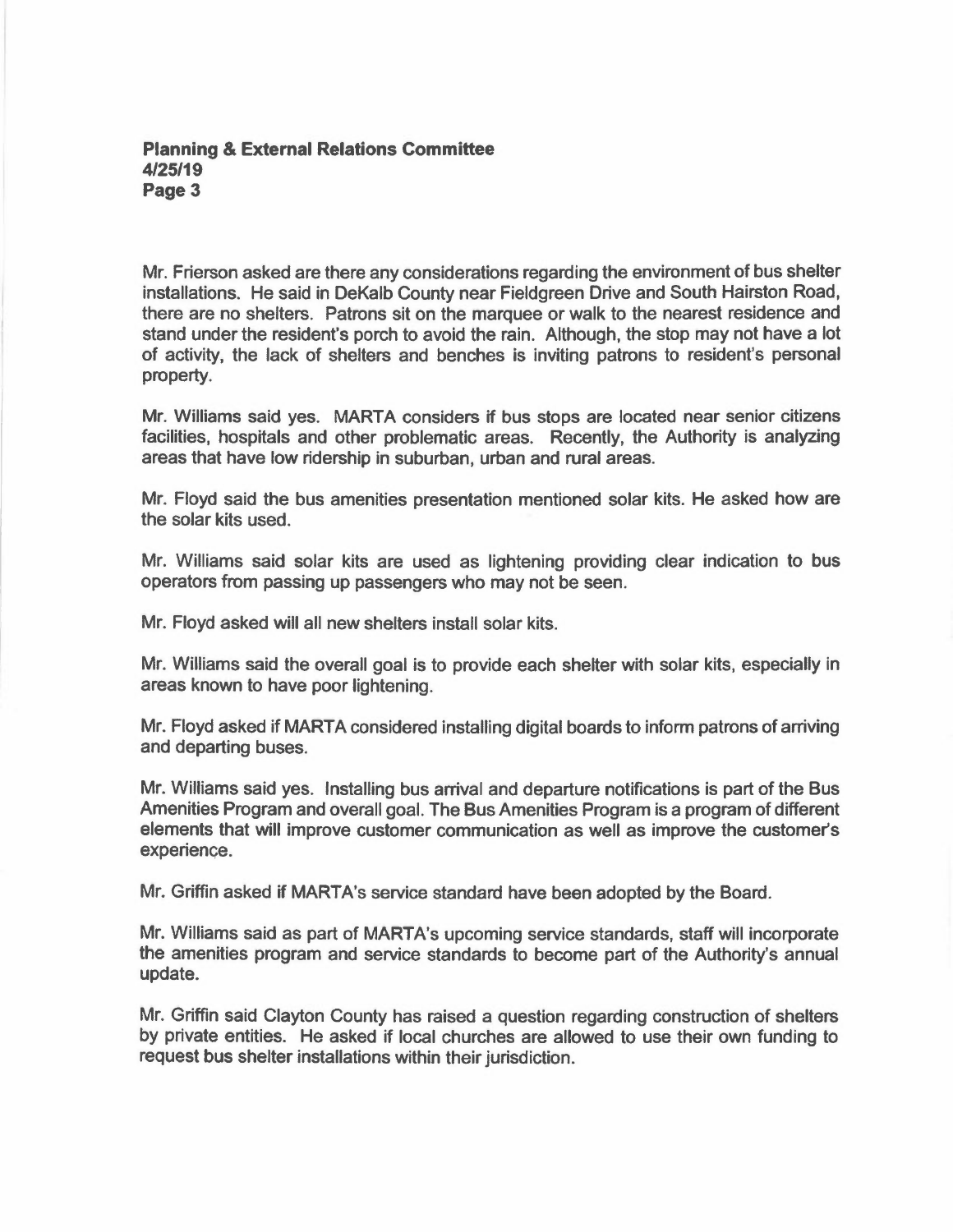Mr. Frierson asked are there any considerations regarding the environment of bus shelter installations. He said in DeKalb County near Fieldgreen Drive and South Hairston Road, there are no shelters. Patrons sit on the marquee or walk to the nearest residence and stand under the resident's porch to avoid the rain. Although, the stop may not have a lot of activity, the lack of shelters and benches is inviting patrons to resident's personal property.

Mr. Williams said yes. MARTA considers if bus stops are located near senior citizens facilities, hospitals and other problematic areas. Recently, the Authority is analyzing areas that have low ridership in suburban, urban and rural areas.

Mr. Floyd said the bus amenities presentation mentioned solar kits. He asked how are the solar kits used.

Mr. Williams said solar kits are used as lightening providing clear indication to bus operators from passing up passengers who may not be seen.

Mr. Floyd asked will all new shelters install solar kits.

Mr. Williams said the overall goal is to provide each shelter with solar kits, especially in areas known to have poor lightening.

Mr. Floyd asked if MARTA considered installing digital boards to inform patrons of arriving and departing buses.

Mr. Williams said yes. Installing bus arrival and departure notifications is part of the Bus Amenities Program and overall goal. The Bus Amenities Program is a program of different elements that will improve customer communication as well as improve the customer's experience.

Mr. Griffin asked if MARTA's service standard have been adopted by the Board.

Mr. Williams said as part of MARTA's upcoming service standards, staff will incorporate the amenities program and service standards to become part of the Authority's annual update.

Mr. Griffin said Clayton County has raised a question regarding construction of shelters by private entities. He asked if local churches are allowed to use their own funding to request bus shelter installations within their jurisdiction.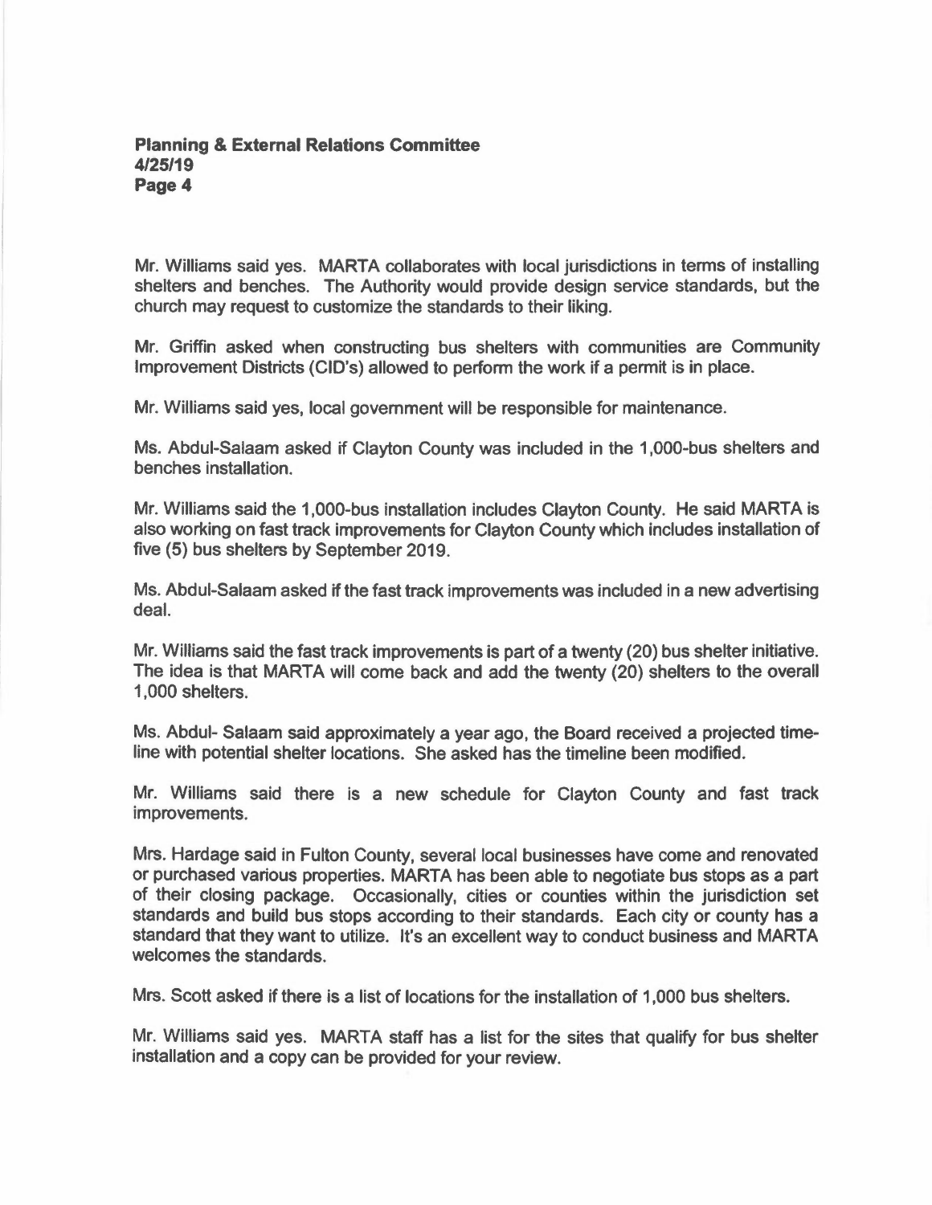Mr. Williams said yes. MARTA collaborates with local jurisdictions in terms of installing shelters and benches. The Authority would provide design service standards, but the church may request to customize the standards to their liking.

Mr. Griffin asked when constructing bus shelters with communities are Community Improvement Districts (CID's) allowed to perform the work if a permit is in place.

Mr. Williams said yes, local government will be responsible for maintenance.

Ms. Abdul-Salaam asked if Clayton County was included in the 1,000-bus shelters and benches installation.

Mr. Williams said the 1,000-bus installation includes Clayton County. He said MARTA is also working on fast track improvements for Clayton County which includes installation of five (5) bus shelters by September 2019.

Ms. Abdul-Salaam asked if the fast track improvements was included in a new advertising deal.

Mr. Williams said the fast track improvements is part of a twenty (20) bus shelter initiative. The idea is that MARTA will come back and add the twenty (20) shelters to the overall 1,000 shelters.

Ms. Abdul- Salaam said approximately a year ago, the Board received a projected time-line with potential shelter locations. She asked has the timeline been modified.

Mr. Williams said there is a new schedule for Clayton County and fast track improvements.

Mrs. Hardage said in Fulton County, several local businesses have come and renovated or purchased various properties. MARTA has been able to negotiate bus stops as a part of their closing package. Occasionally, cities or counties within the jurisdiction set standards and build bus stops according to their standards. Each city or county has a standard that they want to utilize. It's an excellent way to conduct business and MARTA welcomes the standards.

Mrs. Scott asked if there is a list of locations for the installation of 1,000 bus shelters.

Mr. Williams said yes. MARTA staff has a list for the sites that qualify for bus shelter installation and a copy can be provided for your review.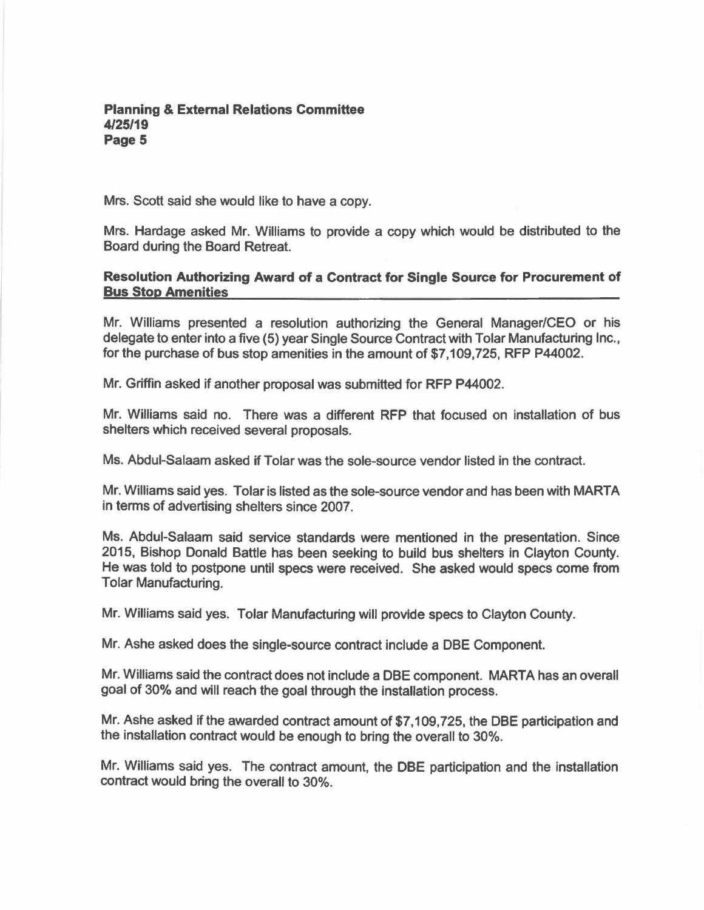Mrs. Scott said she would like to have a copy.

Mrs. Hardage asked Mr. Williams to provide a copy which would be distributed to the Board during the Board Retreat.

**Resolution Authorizing Award of a Contract for Single Source for Procurement of Bus Stop Amenities**

Mr. Williams presented a resolution authorizing the General Manager/CEO or his delegate to enter into a five (5) year Single Source Contract with Tolar Manufacturing Inc., for the purchase of bus stop amenities in the amount of $7,109,725, RFP P44002.

Mr. Griffin asked if another proposal was submitted for RFP P44002.

Mr. Williams said no. There was a different RFP that focused on installation of bus shelters which received several proposals.

Ms. Abdul-Salaam asked if Tolar was the sole-source vendor listed in the contract.

Mr. Williams said yes. Tolar is listed as the sole-source vendor and has been with MARTA in terms of advertising shelters since 2007.

Ms. Abdul-Salaam said service standards were mentioned in the presentation. Since 2015, Bishop Donald Battle has been seeking to build bus shelters in Clayton County. He was told to postpone until specs were received. She asked would specs come from Tolar Manufacturing.

Mr. Williams said yes. Tolar Manufacturing will provide specs to Clayton County.

Mr. Ashe asked does the single-source contract include a DBE Component.

Mr. Williams said the contract does not include a DBE component. MARTA has an overall goal of 30% and will reach the goal through the installation process.

Mr. Ashe asked if the awarded contract amount of $7,109,725, the DBE participation and the installation contract would be enough to bring the overall to 30%.

Mr. Williams said yes. The contract amount, the DBE participation and the installation contract would bring the overall to 30%.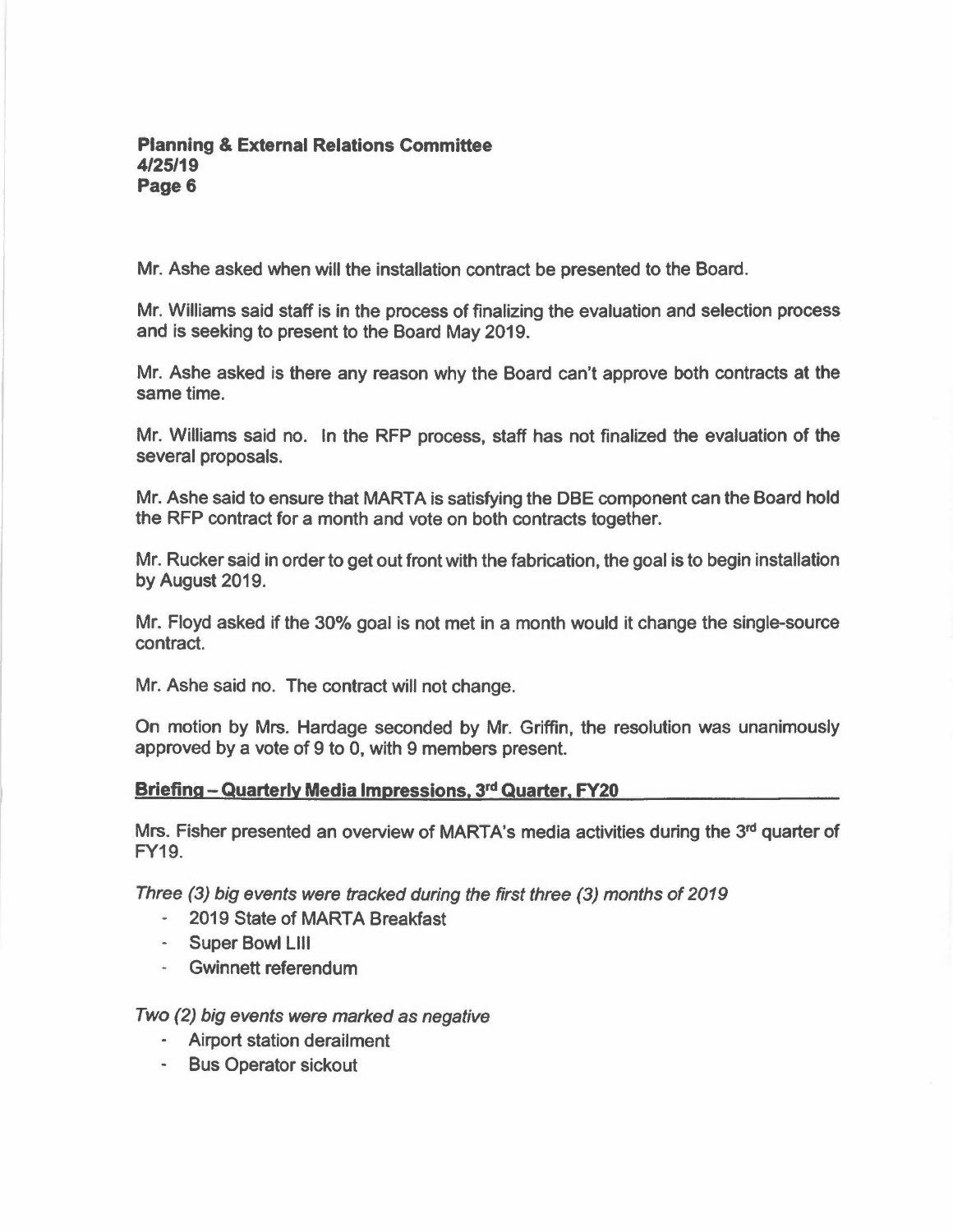Mr. Ashe asked when will the installation contract be presented to the Board.

Mr. Williams said staff is in the process of finalizing the evaluation and selection process and is seeking to present to the Board May 2019.

Mr. Ashe asked is there any reason why the Board can't approve both contracts at the same time.

Mr. Williams said no. In the RFP process, staff has not finalized the evaluation of the several proposals.

Mr. Ashe said to ensure that MARTA is satisfying the DBE component can the Board hold the RFP contract for a month and vote on both contracts together.

Mr. Rucker said in order to get out front with the fabrication, the goal is to begin installation by August 2019.

Mr. Floyd asked if the 30% goal is not met in a month would it change the single-source contract.

Mr. Ashe said no. The contract will not change.

On motion by Mrs. Hardage seconded by Mr. Griffin, the resolution was unanimously approved by a vote of 9 to 0, with 9 members present.

**Briefing – Quarterly Media Impressions, 3rd Quarter, FY20**

Mrs. Fisher presented an overview of MARTA's media activities during the 3rd quarter of FY19.

*Three (3) big events were tracked during the first three (3) months of 2019*

- 2019 State of MARTA Breakfast
- Super Bowl LIII
- Gwinnett referendum

*Two (2) big events were marked as negative*

- Airport station derailment
- Bus Operator sickout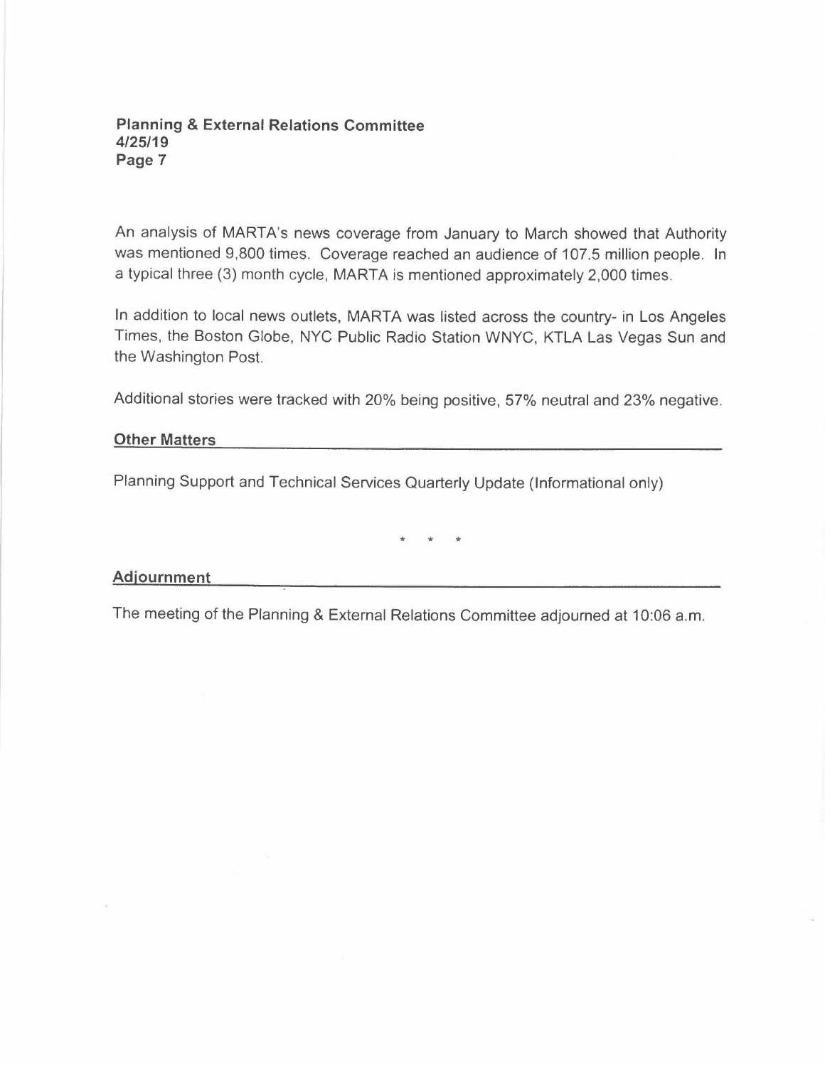An analysis of MARTA's news coverage from January to March showed that Authority was mentioned 9,800 times. Coverage reached an audience of 107.5 million people. In a typical three (3) month cycle, MARTA is mentioned approximately 2,000 times.

In addition to local news outlets, MARTA was listed across the country- in Los Angeles Times, the Boston Globe, NYC Public Radio Station WNYC, KTLA Las Vegas Sun and the Washington Post.

Additional stories were tracked with 20% being positive, 57% neutral and 23% negative.

## Other Matters

Planning Support and Technical Services Quarterly Update (Informational only)

\* \* \*

## Adjournment

The meeting of the Planning & External Relations Committee adjourned at 10:06 a.m.